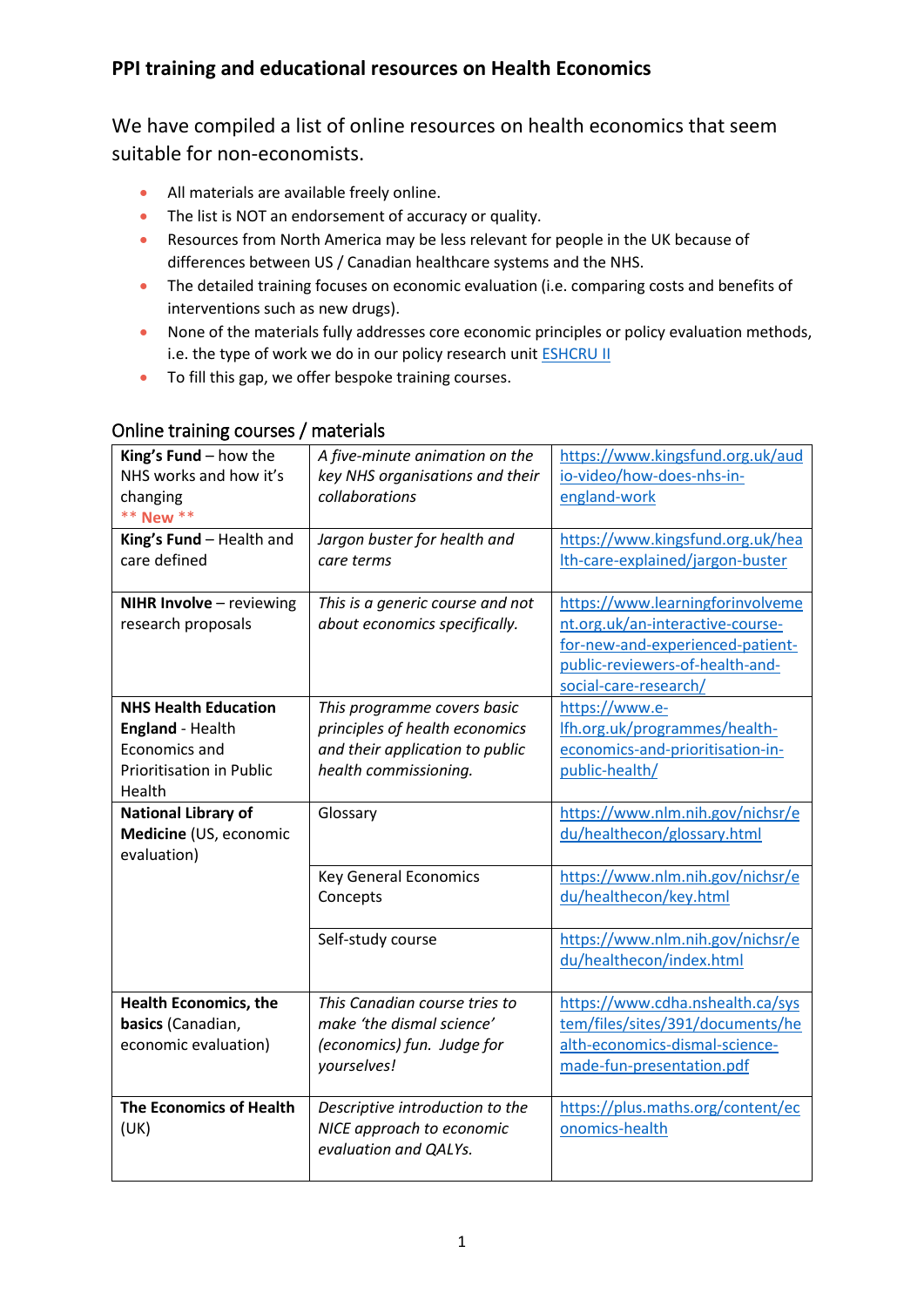## PPI training and educational resources on Health Economics

We have compiled a list of online resources on health economics that seem suitable for non-economists.

- All materials are available freely online.
- The list is NOT an endorsement of accuracy or quality.
- Resources from North America may be less relevant for people in the UK because of differences between US / Canadian healthcare systems and the NHS.
- The detailed training focuses on economic evaluation (i.e. comparing costs and benefits of interventions such as new drugs).
- None of the materials fully addresses core economic principles or policy evaluation methods, i.e. the type of work we do in our policy research unit ESHCRU II
- To fill this gap, we offer bespoke training courses.

### Online training courses / materials

| | | |
|---|---|---|
| **King's Fund** – how the NHS works and how it's changing ** New ** | *A five-minute animation on the key NHS organisations and their collaborations* | https://www.kingsfund.org.uk/audio-video/how-does-nhs-in-england-work |
| **King's Fund** – Health and care defined | *Jargon buster for health and care terms* | https://www.kingsfund.org.uk/health-care-explained/jargon-buster |
| **NIHR Involve** – reviewing research proposals | *This is a generic course and not about economics specifically.* | https://www.learningforinvolvement.org.uk/an-interactive-course-for-new-and-experienced-patient-public-reviewers-of-health-and-social-care-research/ |
| **NHS Health Education England** - Health Economics and Prioritisation in Public Health | *This programme covers basic principles of health economics and their application to public health commissioning.* | https://www.e-lfh.org.uk/programmes/health-economics-and-prioritisation-in-public-health/ |
| **National Library of Medicine** (US, economic evaluation) | Glossary | https://www.nlm.nih.gov/nichsr/edu/healthecon/glossary.html |
| | Key General Economics Concepts | https://www.nlm.nih.gov/nichsr/edu/healthecon/key.html |
| | Self-study course | https://www.nlm.nih.gov/nichsr/edu/healthecon/index.html |
| **Health Economics, the basics** (Canadian, economic evaluation) | *This Canadian course tries to make 'the dismal science' (economics) fun. Judge for yourselves!* | https://www.cdha.nshealth.ca/system/files/sites/391/documents/health-economics-dismal-science-made-fun-presentation.pdf |
| **The Economics of Health** (UK) | *Descriptive introduction to the NICE approach to economic evaluation and QALYs.* | https://plus.maths.org/content/economics-health |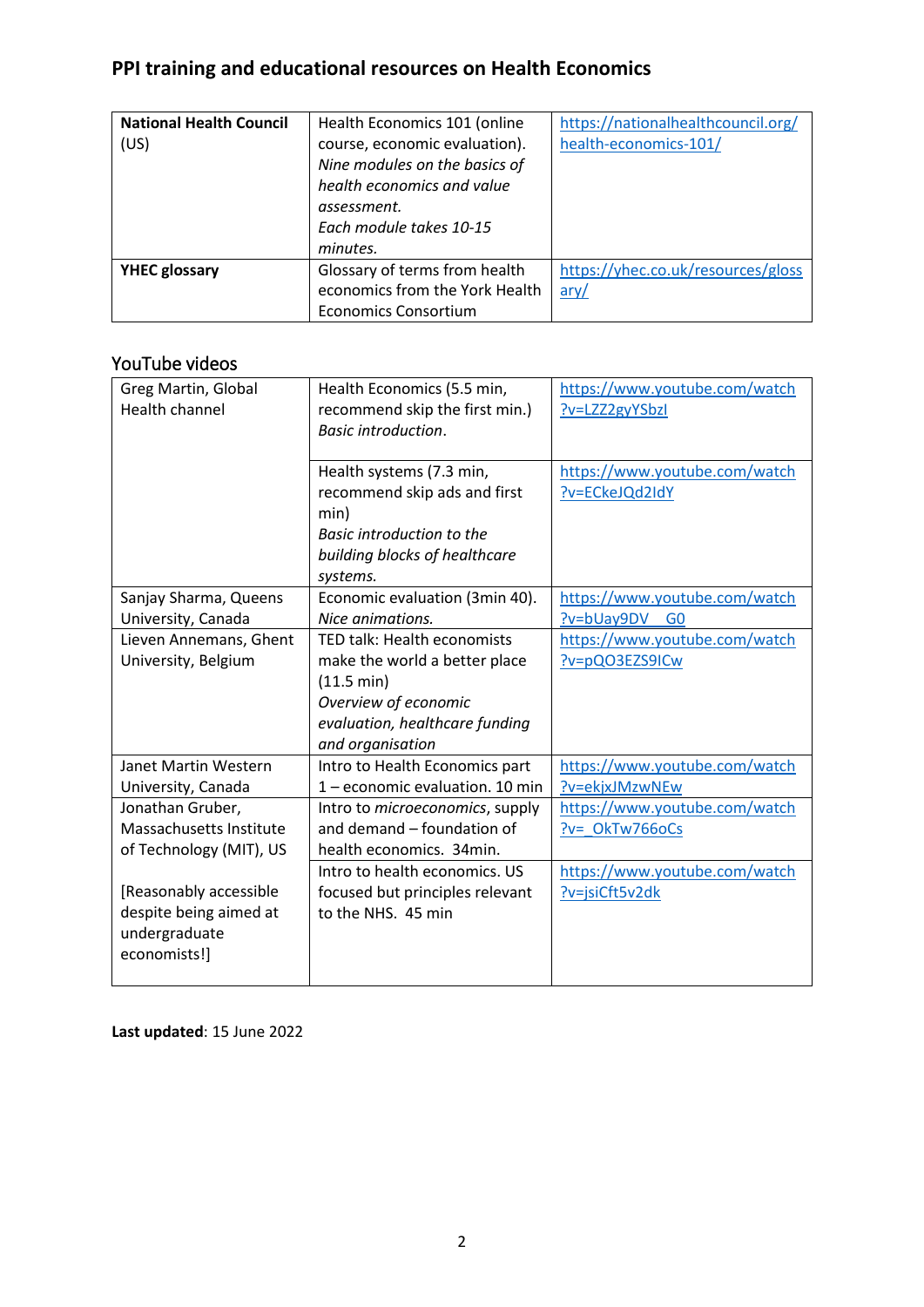## PPI training and educational resources on Health Economics

| | | |
|---|---|---|
| **National Health Council** (US) | Health Economics 101 (online course, economic evaluation). *Nine modules on the basics of health economics and value assessment.* *Each module takes 10-15 minutes.* | https://nationalhealthcouncil.org/health-economics-101/ |
| **YHEC glossary** | Glossary of terms from health economics from the York Health Economics Consortium | https://yhec.co.uk/resources/glossary/ |

### YouTube videos

| | | |
|---|---|---|
| Greg Martin, Global Health channel | Health Economics (5.5 min, recommend skip the first min.) *Basic introduction*. | https://www.youtube.com/watch?v=LZZ2gyYSbzI |
| | Health systems (7.3 min, recommend skip ads and first min) *Basic introduction to the building blocks of healthcare systems.* | https://www.youtube.com/watch?v=ECkeJQd2IdY |
| Sanjay Sharma, Queens University, Canada | Economic evaluation (3min 40). *Nice animations.* | https://www.youtube.com/watch?v=bUay9DV__G0 |
| Lieven Annemans, Ghent University, Belgium | TED talk: Health economists make the world a better place (11.5 min) *Overview of economic evaluation, healthcare funding and organisation* | https://www.youtube.com/watch?v=pQO3EZS9ICw |
| Janet Martin Western University, Canada | Intro to Health Economics part 1 – economic evaluation. 10 min | https://www.youtube.com/watch?v=ekjxJMzwNEw |
| Jonathan Gruber, Massachusetts Institute of Technology (MIT), US [Reasonably accessible despite being aimed at undergraduate economists!] | Intro to *microeconomics*, supply and demand – foundation of health economics. 34min. | https://www.youtube.com/watch?v=_OkTw766oCs |
| | Intro to health economics. US focused but principles relevant to the NHS. 45 min | https://www.youtube.com/watch?v=jsiCft5v2dk |

**Last updated**: 15 June 2022